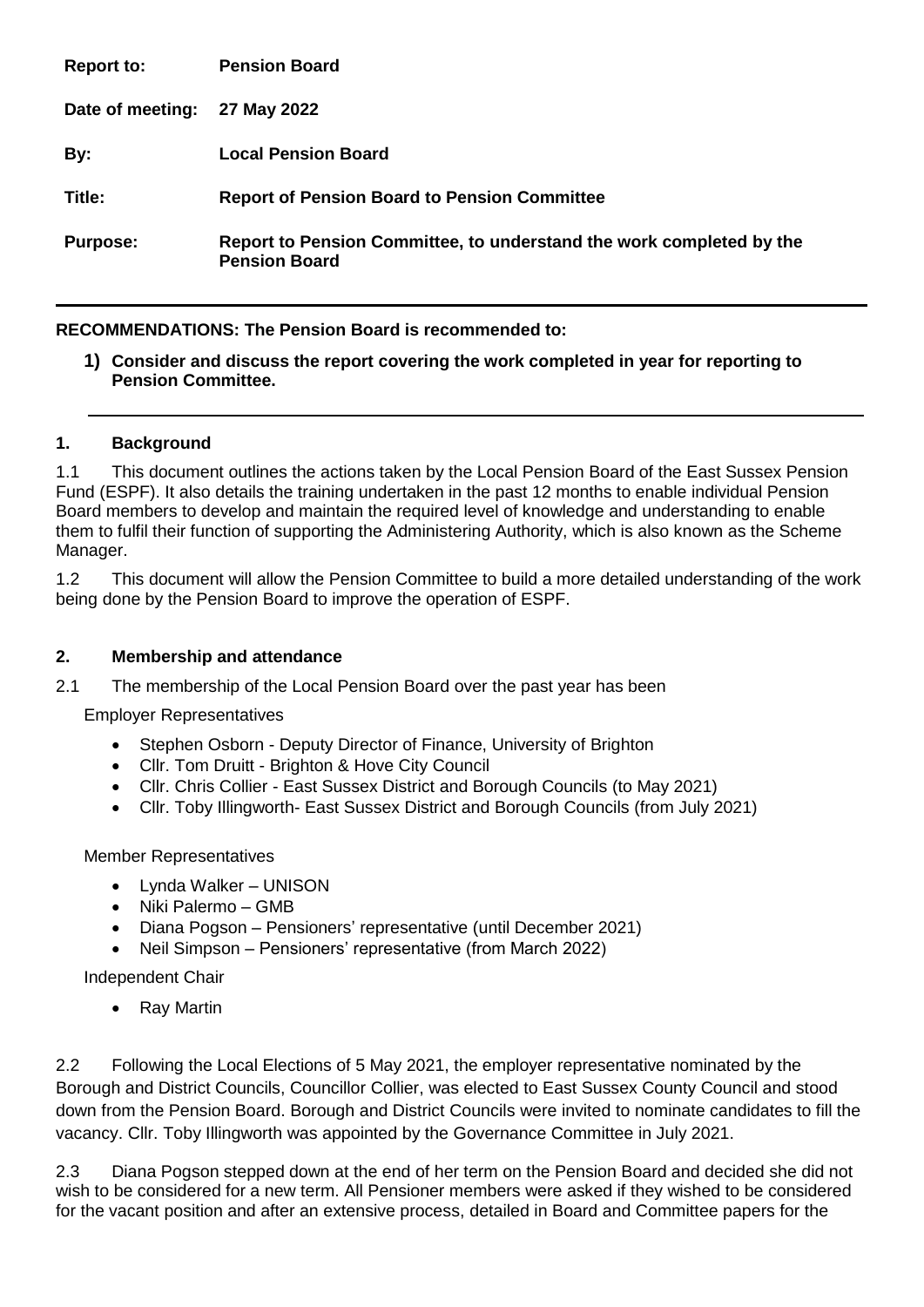| | |
|---|---|
| **Report to:** | **Pension Board** |
| **Date of meeting:** | **27 May 2022** |
| **By:** | **Local Pension Board** |
| **Title:** | **Report of Pension Board to Pension Committee** |
| **Purpose:** | **Report to Pension Committee, to understand the work completed by the Pension Board** |

---

**RECOMMENDATIONS: The Pension Board is recommended to:**

1) **Consider and discuss the report covering the work completed in year for reporting to Pension Committee.**

---

## 1. Background

1.1 This document outlines the actions taken by the Local Pension Board of the East Sussex Pension Fund (ESPF). It also details the training undertaken in the past 12 months to enable individual Pension Board members to develop and maintain the required level of knowledge and understanding to enable them to fulfil their function of supporting the Administering Authority, which is also known as the Scheme Manager.

1.2 This document will allow the Pension Committee to build a more detailed understanding of the work being done by the Pension Board to improve the operation of ESPF.

## 2. Membership and attendance

2.1 The membership of the Local Pension Board over the past year has been

Employer Representatives

- Stephen Osborn - Deputy Director of Finance, University of Brighton
- Cllr. Tom Druitt - Brighton & Hove City Council
- Cllr. Chris Collier - East Sussex District and Borough Councils (to May 2021)
- Cllr. Toby Illingworth- East Sussex District and Borough Councils (from July 2021)

Member Representatives

- Lynda Walker – UNISON
- Niki Palermo – GMB
- Diana Pogson – Pensioners' representative (until December 2021)
- Neil Simpson – Pensioners' representative (from March 2022)

Independent Chair

- Ray Martin

2.2 Following the Local Elections of 5 May 2021, the employer representative nominated by the Borough and District Councils, Councillor Collier, was elected to East Sussex County Council and stood down from the Pension Board. Borough and District Councils were invited to nominate candidates to fill the vacancy. Cllr. Toby Illingworth was appointed by the Governance Committee in July 2021.

2.3 Diana Pogson stepped down at the end of her term on the Pension Board and decided she did not wish to be considered for a new term. All Pensioner members were asked if they wished to be considered for the vacant position and after an extensive process, detailed in Board and Committee papers for the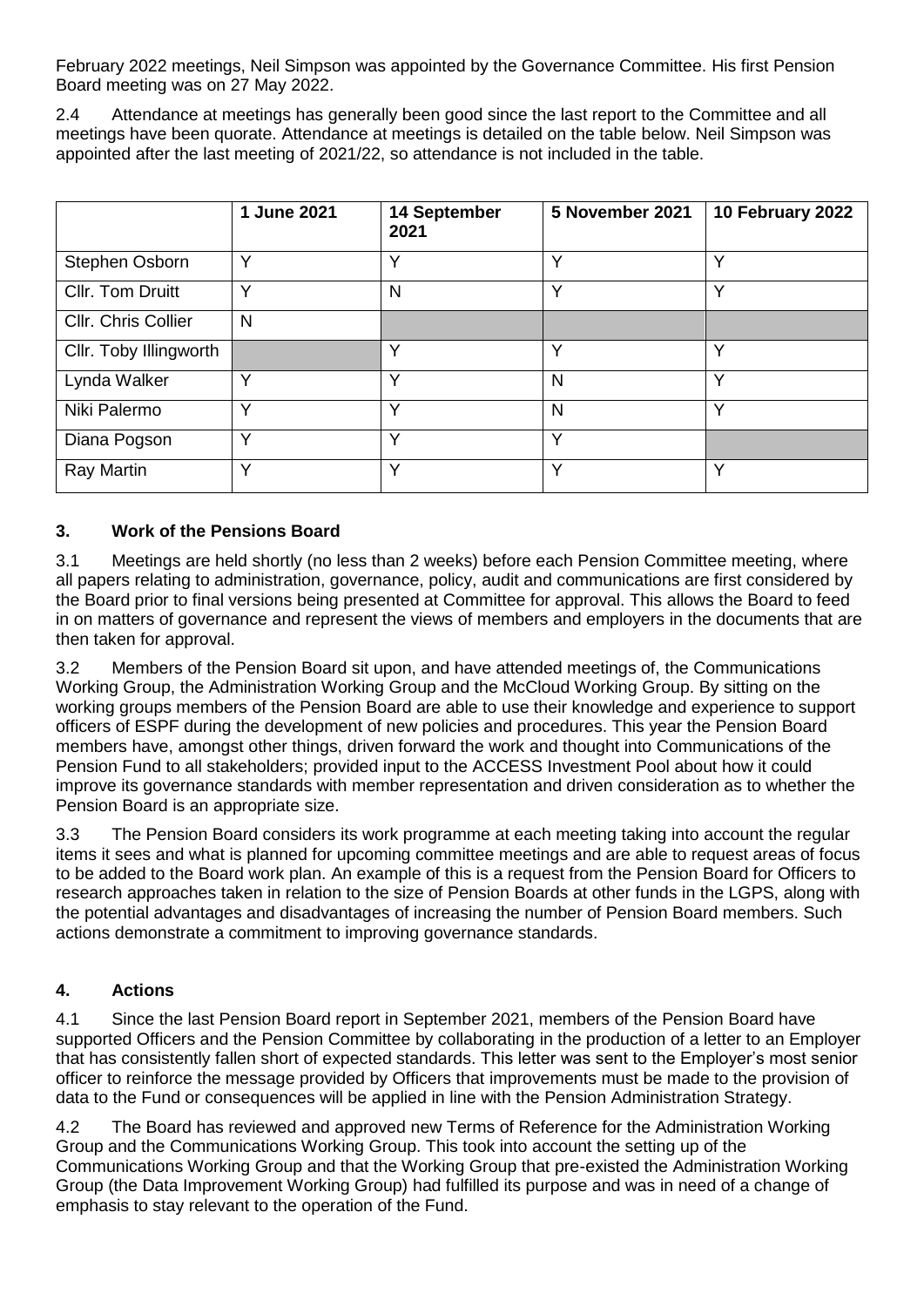February 2022 meetings, Neil Simpson was appointed by the Governance Committee. His first Pension Board meeting was on 27 May 2022.

2.4 Attendance at meetings has generally been good since the last report to the Committee and all meetings have been quorate. Attendance at meetings is detailed on the table below. Neil Simpson was appointed after the last meeting of 2021/22, so attendance is not included in the table.

| | 1 June 2021 | 14 September 2021 | 5 November 2021 | 10 February 2022 |
|---|---|---|---|---|
| Stephen Osborn | Y | Y | Y | Y |
| Cllr. Tom Druitt | Y | N | Y | Y |
| Cllr. Chris Collier | N | | | |
| Cllr. Toby Illingworth | | Y | Y | Y |
| Lynda Walker | Y | Y | N | Y |
| Niki Palermo | Y | Y | N | Y |
| Diana Pogson | Y | Y | Y | |
| Ray Martin | Y | Y | Y | Y |

## 3. Work of the Pensions Board

3.1 Meetings are held shortly (no less than 2 weeks) before each Pension Committee meeting, where all papers relating to administration, governance, policy, audit and communications are first considered by the Board prior to final versions being presented at Committee for approval. This allows the Board to feed in on matters of governance and represent the views of members and employers in the documents that are then taken for approval.

3.2 Members of the Pension Board sit upon, and have attended meetings of, the Communications Working Group, the Administration Working Group and the McCloud Working Group. By sitting on the working groups members of the Pension Board are able to use their knowledge and experience to support officers of ESPF during the development of new policies and procedures. This year the Pension Board members have, amongst other things, driven forward the work and thought into Communications of the Pension Fund to all stakeholders; provided input to the ACCESS Investment Pool about how it could improve its governance standards with member representation and driven consideration as to whether the Pension Board is an appropriate size.

3.3 The Pension Board considers its work programme at each meeting taking into account the regular items it sees and what is planned for upcoming committee meetings and are able to request areas of focus to be added to the Board work plan. An example of this is a request from the Pension Board for Officers to research approaches taken in relation to the size of Pension Boards at other funds in the LGPS, along with the potential advantages and disadvantages of increasing the number of Pension Board members. Such actions demonstrate a commitment to improving governance standards.

## 4. Actions

4.1 Since the last Pension Board report in September 2021, members of the Pension Board have supported Officers and the Pension Committee by collaborating in the production of a letter to an Employer that has consistently fallen short of expected standards. This letter was sent to the Employer's most senior officer to reinforce the message provided by Officers that improvements must be made to the provision of data to the Fund or consequences will be applied in line with the Pension Administration Strategy.

4.2 The Board has reviewed and approved new Terms of Reference for the Administration Working Group and the Communications Working Group. This took into account the setting up of the Communications Working Group and that the Working Group that pre-existed the Administration Working Group (the Data Improvement Working Group) had fulfilled its purpose and was in need of a change of emphasis to stay relevant to the operation of the Fund.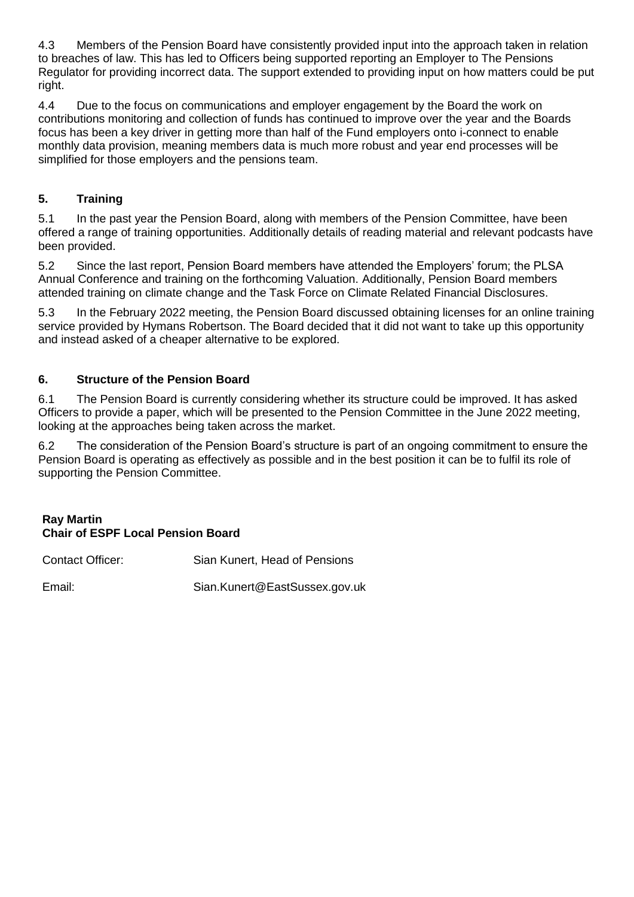4.3 Members of the Pension Board have consistently provided input into the approach taken in relation to breaches of law. This has led to Officers being supported reporting an Employer to The Pensions Regulator for providing incorrect data. The support extended to providing input on how matters could be put right.

4.4 Due to the focus on communications and employer engagement by the Board the work on contributions monitoring and collection of funds has continued to improve over the year and the Boards focus has been a key driver in getting more than half of the Fund employers onto i-connect to enable monthly data provision, meaning members data is much more robust and year end processes will be simplified for those employers and the pensions team.

## 5. Training

5.1 In the past year the Pension Board, along with members of the Pension Committee, have been offered a range of training opportunities. Additionally details of reading material and relevant podcasts have been provided.

5.2 Since the last report, Pension Board members have attended the Employers' forum; the PLSA Annual Conference and training on the forthcoming Valuation. Additionally, Pension Board members attended training on climate change and the Task Force on Climate Related Financial Disclosures.

5.3 In the February 2022 meeting, the Pension Board discussed obtaining licenses for an online training service provided by Hymans Robertson. The Board decided that it did not want to take up this opportunity and instead asked of a cheaper alternative to be explored.

## 6. Structure of the Pension Board

6.1 The Pension Board is currently considering whether its structure could be improved. It has asked Officers to provide a paper, which will be presented to the Pension Committee in the June 2022 meeting, looking at the approaches being taken across the market.

6.2 The consideration of the Pension Board's structure is part of an ongoing commitment to ensure the Pension Board is operating as effectively as possible and in the best position it can be to fulfil its role of supporting the Pension Committee.

**Ray Martin**
**Chair of ESPF Local Pension Board**

Contact Officer: Sian Kunert, Head of Pensions

Email: Sian.Kunert@EastSussex.gov.uk